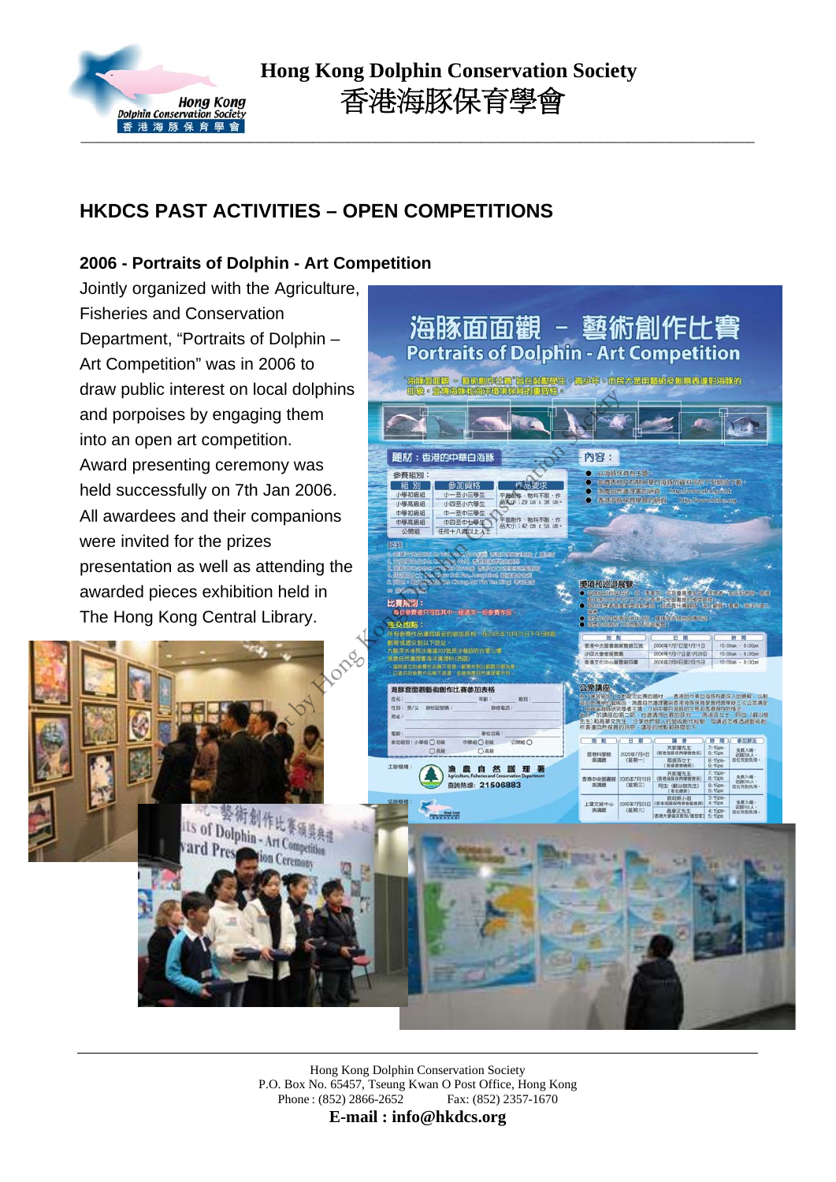# HKDCS PAST ACTIVITIES – OPEN COMPETITIONS

## 2006 - Portraits of Dolphin - Art Competition

Jointly organized with the Agriculture, Fisheries and Conservation Department, "Portraits of Dolphin – Art Competition" was in 2006 to draw public interest on local dolphins and porpoises by engaging them into an open art competition. Award presenting ceremony was held successfully on 7th Jan 2006. All awardees and their companions were invited for the prizes presentation as well as attending the awarded pieces exhibition held in The Hong Kong Central Library.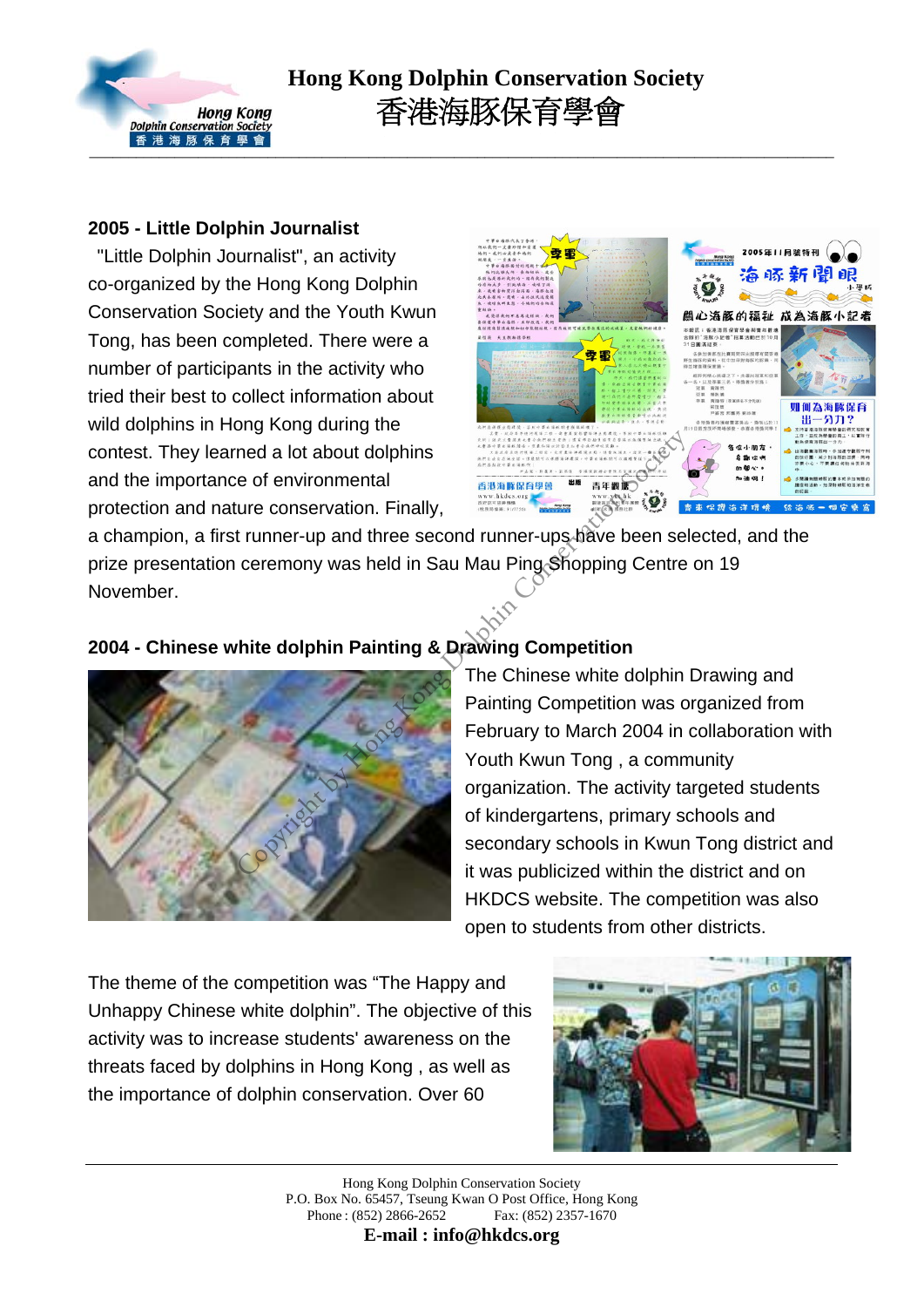## 2005 - Little Dolphin Journalist

"Little Dolphin Journalist", an activity co-organized by the Hong Kong Dolphin Conservation Society and the Youth Kwun Tong, has been completed. There were a number of participants in the activity who tried their best to collect information about wild dolphins in Hong Kong during the contest. They learned a lot about dolphins and the importance of environmental protection and nature conservation. Finally, a champion, a first runner-up and three second runner-ups have been selected, and the prize presentation ceremony was held in Sau Mau Ping Shopping Centre on 19 November.

## 2004 - Chinese white dolphin Painting & Drawing Competition

The Chinese white dolphin Drawing and Painting Competition was organized from February to March 2004 in collaboration with Youth Kwun Tong , a community organization. The activity targeted students of kindergartens, primary schools and secondary schools in Kwun Tong district and it was publicized within the district and on HKDCS website. The competition was also open to students from other districts.

The theme of the competition was “The Happy and Unhappy Chinese white dolphin”. The objective of this activity was to increase students' awareness on the threats faced by dolphins in Hong Kong , as well as the importance of dolphin conservation. Over 60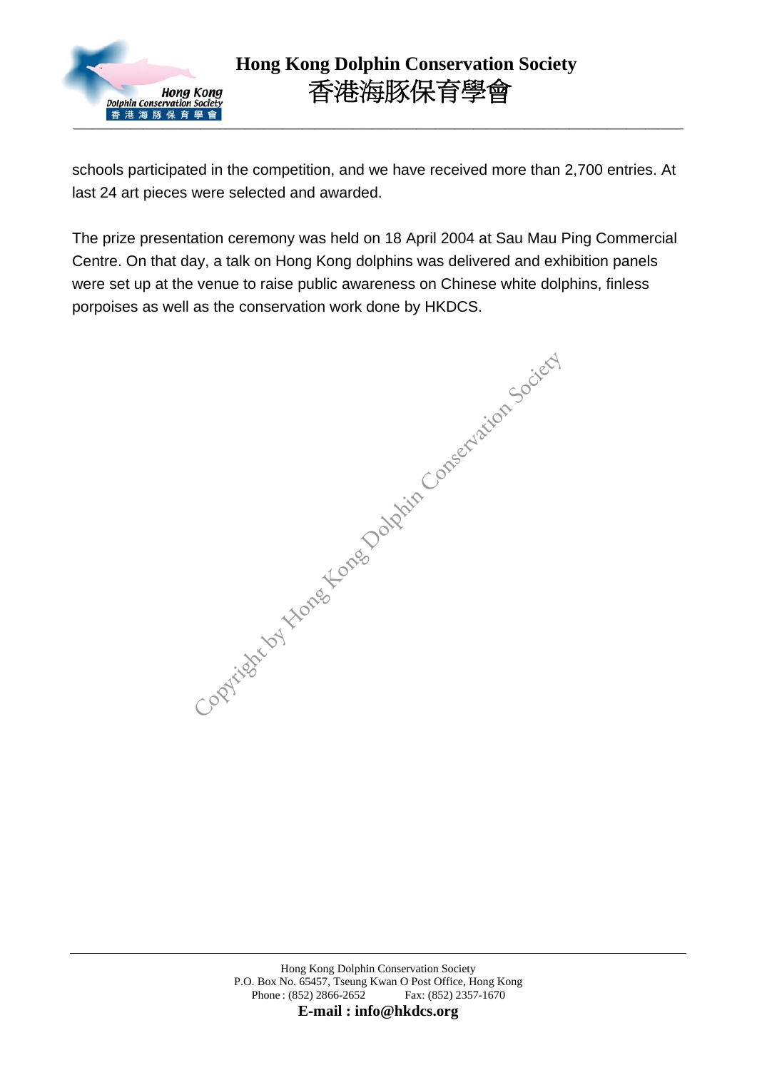schools participated in the competition, and we have received more than 2,700 entries. At last 24 art pieces were selected and awarded.

The prize presentation ceremony was held on 18 April 2004 at Sau Mau Ping Commercial Centre. On that day, a talk on Hong Kong dolphins was delivered and exhibition panels were set up at the venue to raise public awareness on Chinese white dolphins, finless porpoises as well as the conservation work done by HKDCS.